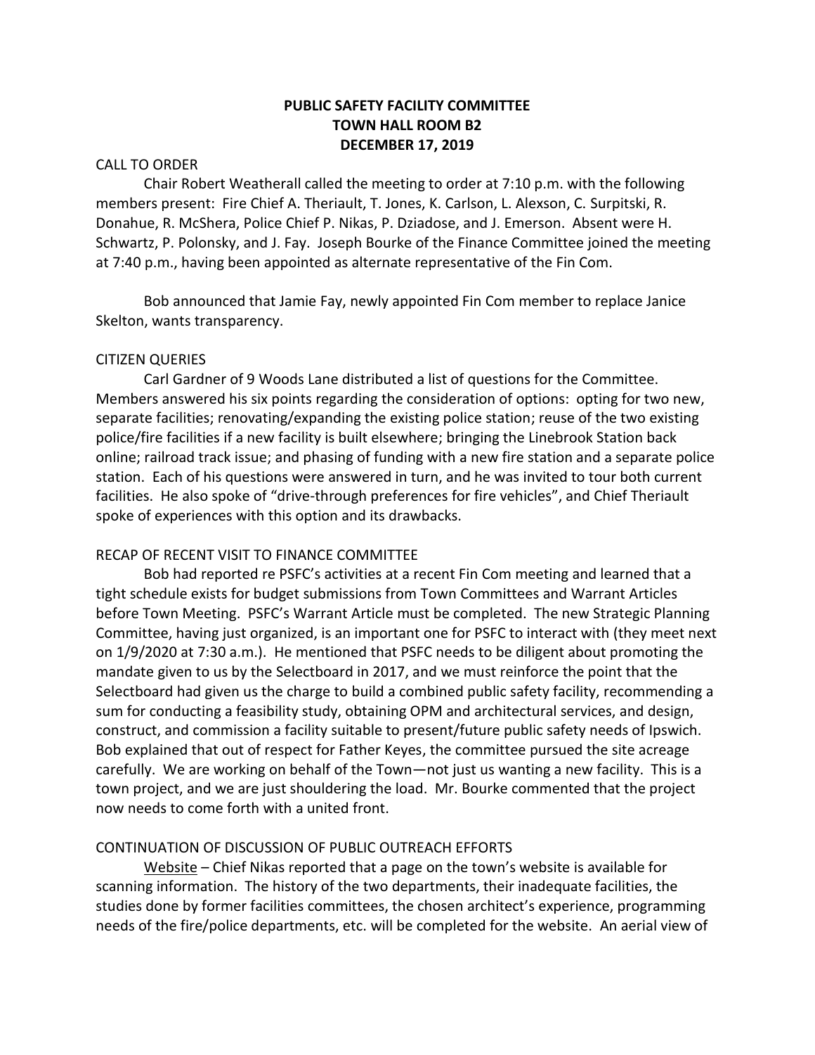# PUBLIC SAFETY FACILITY COMMITTEE
# TOWN HALL ROOM B2
# DECEMBER 17, 2019

## CALL TO ORDER

Chair Robert Weatherall called the meeting to order at 7:10 p.m. with the following members present: Fire Chief A. Theriault, T. Jones, K. Carlson, L. Alexson, C. Surpitski, R. Donahue, R. McShera, Police Chief P. Nikas, P. Dziadose, and J. Emerson. Absent were H. Schwartz, P. Polonsky, and J. Fay. Joseph Bourke of the Finance Committee joined the meeting at 7:40 p.m., having been appointed as alternate representative of the Fin Com.

Bob announced that Jamie Fay, newly appointed Fin Com member to replace Janice Skelton, wants transparency.

## CITIZEN QUERIES

Carl Gardner of 9 Woods Lane distributed a list of questions for the Committee. Members answered his six points regarding the consideration of options: opting for two new, separate facilities; renovating/expanding the existing police station; reuse of the two existing police/fire facilities if a new facility is built elsewhere; bringing the Linebrook Station back online; railroad track issue; and phasing of funding with a new fire station and a separate police station. Each of his questions were answered in turn, and he was invited to tour both current facilities. He also spoke of "drive-through preferences for fire vehicles", and Chief Theriault spoke of experiences with this option and its drawbacks.

## RECAP OF RECENT VISIT TO FINANCE COMMITTEE

Bob had reported re PSFC's activities at a recent Fin Com meeting and learned that a tight schedule exists for budget submissions from Town Committees and Warrant Articles before Town Meeting. PSFC's Warrant Article must be completed. The new Strategic Planning Committee, having just organized, is an important one for PSFC to interact with (they meet next on 1/9/2020 at 7:30 a.m.). He mentioned that PSFC needs to be diligent about promoting the mandate given to us by the Selectboard in 2017, and we must reinforce the point that the Selectboard had given us the charge to build a combined public safety facility, recommending a sum for conducting a feasibility study, obtaining OPM and architectural services, and design, construct, and commission a facility suitable to present/future public safety needs of Ipswich. Bob explained that out of respect for Father Keyes, the committee pursued the site acreage carefully. We are working on behalf of the Town—not just us wanting a new facility. This is a town project, and we are just shouldering the load. Mr. Bourke commented that the project now needs to come forth with a united front.

## CONTINUATION OF DISCUSSION OF PUBLIC OUTREACH EFFORTS

Website – Chief Nikas reported that a page on the town's website is available for scanning information. The history of the two departments, their inadequate facilities, the studies done by former facilities committees, the chosen architect's experience, programming needs of the fire/police departments, etc. will be completed for the website. An aerial view of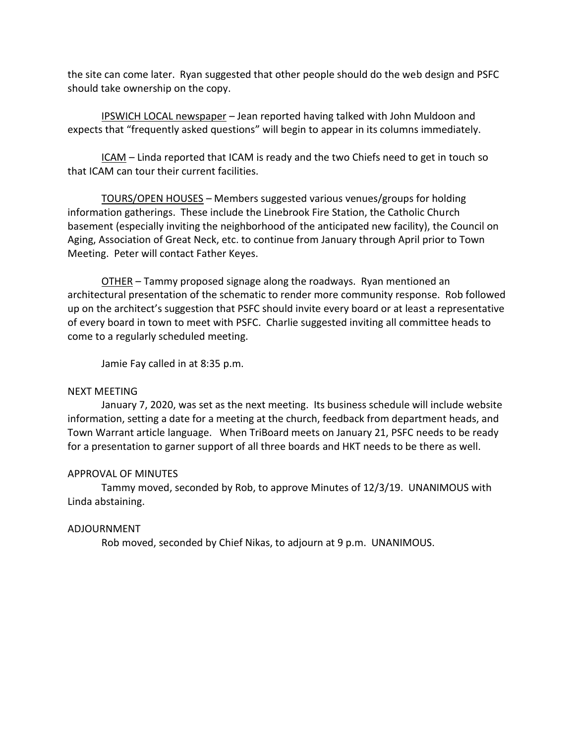the site can come later. Ryan suggested that other people should do the web design and PSFC should take ownership on the copy.

IPSWICH LOCAL newspaper – Jean reported having talked with John Muldoon and expects that "frequently asked questions" will begin to appear in its columns immediately.

ICAM – Linda reported that ICAM is ready and the two Chiefs need to get in touch so that ICAM can tour their current facilities.

TOURS/OPEN HOUSES – Members suggested various venues/groups for holding information gatherings. These include the Linebrook Fire Station, the Catholic Church basement (especially inviting the neighborhood of the anticipated new facility), the Council on Aging, Association of Great Neck, etc. to continue from January through April prior to Town Meeting. Peter will contact Father Keyes.

OTHER – Tammy proposed signage along the roadways. Ryan mentioned an architectural presentation of the schematic to render more community response. Rob followed up on the architect's suggestion that PSFC should invite every board or at least a representative of every board in town to meet with PSFC. Charlie suggested inviting all committee heads to come to a regularly scheduled meeting.

Jamie Fay called in at 8:35 p.m.

NEXT MEETING

January 7, 2020, was set as the next meeting. Its business schedule will include website information, setting a date for a meeting at the church, feedback from department heads, and Town Warrant article language. When TriBoard meets on January 21, PSFC needs to be ready for a presentation to garner support of all three boards and HKT needs to be there as well.

APPROVAL OF MINUTES

Tammy moved, seconded by Rob, to approve Minutes of 12/3/19. UNANIMOUS with Linda abstaining.

ADJOURNMENT

Rob moved, seconded by Chief Nikas, to adjourn at 9 p.m. UNANIMOUS.